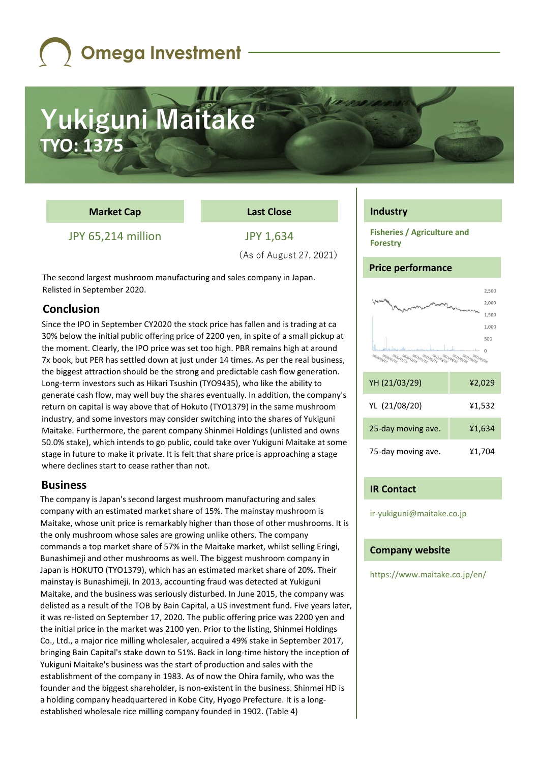Omega Investment

# Yukiguni Maitake

## TYO: 1375

| Market Cap | Last Close |
|---|---|
| JPY 65,214 million | JPY 1,634 |

(As of August 27, 2021)

The second largest mushroom manufacturing and sales company in Japan. Relisted in September 2020.

## Conclusion

Since the IPO in September CY2020 the stock price has fallen and is trading at ca 30% below the initial public offering price of 2200 yen, in spite of a small pickup at the moment. Clearly, the IPO price was set too high. PBR remains high at around 7x book, but PER has settled down at just under 14 times. As per the real business, the biggest attraction should be the strong and predictable cash flow generation. Long-term investors such as Hikari Tsushin (TYO9435), who like the ability to generate cash flow, may well buy the shares eventually. In addition, the company's return on capital is way above that of Hokuto (TYO1379) in the same mushroom industry, and some investors may consider switching into the shares of Yukiguni Maitake. Furthermore, the parent company Shinmei Holdings (unlisted and owns 50.0% stake), which intends to go public, could take over Yukiguni Maitake at some stage in future to make it private. It is felt that share price is approaching a stage where declines start to cease rather than not.

## Business

The company is Japan's second largest mushroom manufacturing and sales company with an estimated market share of 15%. The mainstay mushroom is Maitake, whose unit price is remarkably higher than those of other mushrooms. It is the only mushroom whose sales are growing unlike others. The company commands a top market share of 57% in the Maitake market, whilst selling Eringi, Bunashimeji and other mushrooms as well. The biggest mushroom company in Japan is HOKUTO (TYO1379), which has an estimated market share of 20%. Their mainstay is Bunashimeji. In 2013, accounting fraud was detected at Yukiguni Maitake, and the business was seriously disturbed. In June 2015, the company was delisted as a result of the TOB by Bain Capital, a US investment fund. Five years later, it was re-listed on September 17, 2020. The public offering price was 2200 yen and the initial price in the market was 2100 yen. Prior to the listing, Shinmei Holdings Co., Ltd., a major rice milling wholesaler, acquired a 49% stake in September 2017, bringing Bain Capital's stake down to 51%. Back in long-time history the inception of Yukiguni Maitake's business was the start of production and sales with the establishment of the company in 1983. As of now the Ohira family, who was the founder and the biggest shareholder, is non-existent in the business. Shinmei HD is a holding company headquartered in Kobe City, Hyogo Prefecture. It is a long-established wholesale rice milling company founded in 1902. (Table 4)

## Industry

Fisheries / Agriculture and Forestry

## Price performance

| | |
|---|---|
| YH (21/03/29) | ¥2,029 |
| YL (21/08/20) | ¥1,532 |
| 25-day moving ave. | ¥1,634 |
| 75-day moving ave. | ¥1,704 |

## IR Contact

ir-yukiguni@maitake.co.jp

## Company website

https://www.maitake.co.jp/en/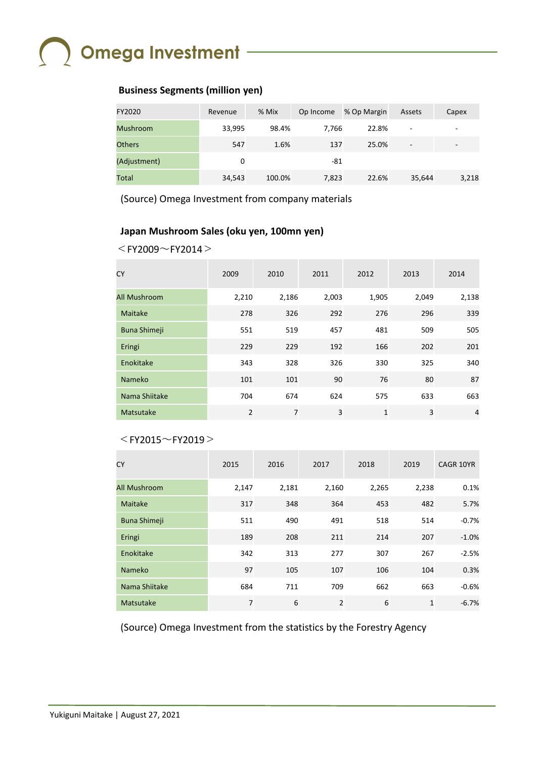## Business Segments (million yen)

| FY2020 | Revenue | % Mix | Op Income | % Op Margin | Assets | Capex |
|---|---|---|---|---|---|---|
| Mushroom | 33,995 | 98.4% | 7,766 | 22.8% | - | - |
| Others | 547 | 1.6% | 137 | 25.0% | - | - |
| (Adjustment) | 0 | | -81 | | | |
| Total | 34,543 | 100.0% | 7,823 | 22.6% | 35,644 | 3,218 |

(Source) Omega Investment from company materials

## Japan Mushroom Sales (oku yen, 100mn yen)

＜FY2009～FY2014＞

| CY | 2009 | 2010 | 2011 | 2012 | 2013 | 2014 |
|---|---|---|---|---|---|---|
| All Mushroom | 2,210 | 2,186 | 2,003 | 1,905 | 2,049 | 2,138 |
| Maitake | 278 | 326 | 292 | 276 | 296 | 339 |
| Buna Shimeji | 551 | 519 | 457 | 481 | 509 | 505 |
| Eringi | 229 | 229 | 192 | 166 | 202 | 201 |
| Enokitake | 343 | 328 | 326 | 330 | 325 | 340 |
| Nameko | 101 | 101 | 90 | 76 | 80 | 87 |
| Nama Shiitake | 704 | 674 | 624 | 575 | 633 | 663 |
| Matsutake | 2 | 7 | 3 | 1 | 3 | 4 |

＜FY2015～FY2019＞

| CY | 2015 | 2016 | 2017 | 2018 | 2019 | CAGR 10YR |
|---|---|---|---|---|---|---|
| All Mushroom | 2,147 | 2,181 | 2,160 | 2,265 | 2,238 | 0.1% |
| Maitake | 317 | 348 | 364 | 453 | 482 | 5.7% |
| Buna Shimeji | 511 | 490 | 491 | 518 | 514 | -0.7% |
| Eringi | 189 | 208 | 211 | 214 | 207 | -1.0% |
| Enokitake | 342 | 313 | 277 | 307 | 267 | -2.5% |
| Nameko | 97 | 105 | 107 | 106 | 104 | 0.3% |
| Nama Shiitake | 684 | 711 | 709 | 662 | 663 | -0.6% |
| Matsutake | 7 | 6 | 2 | 6 | 1 | -6.7% |

(Source) Omega Investment from the statistics by the Forestry Agency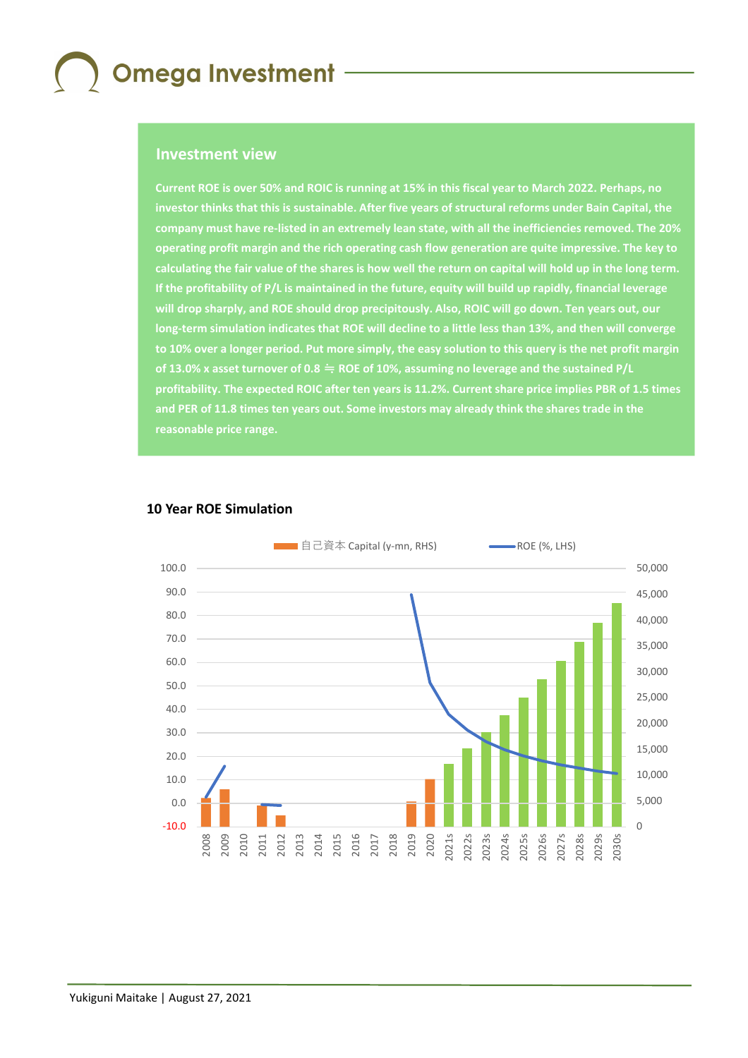## Investment view

**Current ROE is over 50% and ROIC is running at 15% in this fiscal year to March 2022. Perhaps, no investor thinks that this is sustainable. After five years of structural reforms under Bain Capital, the company must have re-listed in an extremely lean state, with all the inefficiencies removed. The 20% operating profit margin and the rich operating cash flow generation are quite impressive. The key to calculating the fair value of the shares is how well the return on capital will hold up in the long term. If the profitability of P/L is maintained in the future, equity will build up rapidly, financial leverage will drop sharply, and ROE should drop precipitously. Also, ROIC will go down. Ten years out, our long-term simulation indicates that ROE will decline to a little less than 13%, and then will converge to 10% over a longer period. Put more simply, the easy solution to this query is the net profit margin of 13.0% x asset turnover of 0.8 ≒ ROE of 10%, assuming no leverage and the sustained P/L profitability. The expected ROIC after ten years is 11.2%. Current share price implies PBR of 1.5 times and PER of 11.8 times ten years out. Some investors may already think the shares trade in the reasonable price range.**

### 10 Year ROE Simulation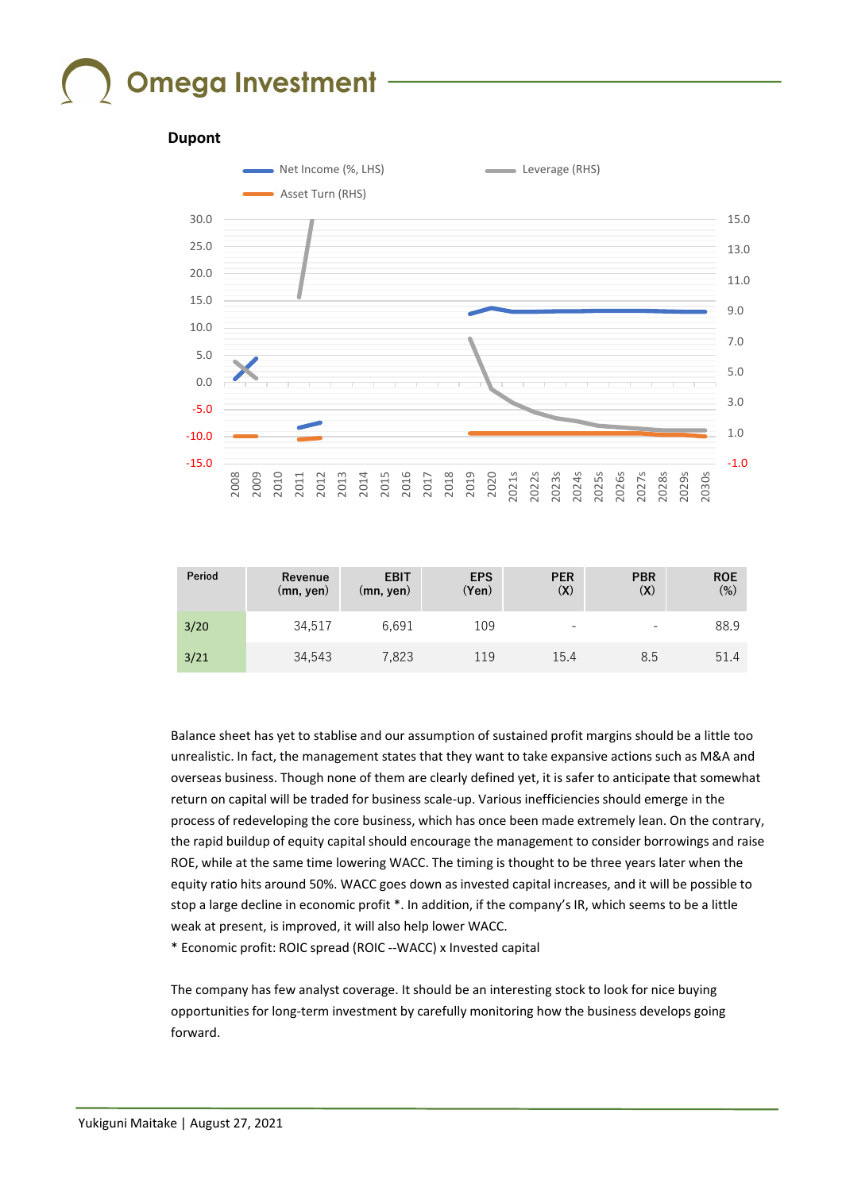### Dupont

| Period | Revenue (mn, yen) | EBIT (mn, yen) | EPS (Yen) | PER (X) | PBR (X) | ROE (%) |
|---|---|---|---|---|---|---|
| 3/20 | 34,517 | 6,691 | 109 | - | - | 88.9 |
| 3/21 | 34,543 | 7,823 | 119 | 15.4 | 8.5 | 51.4 |

Balance sheet has yet to stablise and our assumption of sustained profit margins should be a little too unrealistic. In fact, the management states that they want to take expansive actions such as M&A and overseas business. Though none of them are clearly defined yet, it is safer to anticipate that somewhat return on capital will be traded for business scale-up. Various inefficiencies should emerge in the process of redeveloping the core business, which has once been made extremely lean. On the contrary, the rapid buildup of equity capital should encourage the management to consider borrowings and raise ROE, while at the same time lowering WACC. The timing is thought to be three years later when the equity ratio hits around 50%. WACC goes down as invested capital increases, and it will be possible to stop a large decline in economic profit *. In addition, if the company's IR, which seems to be a little weak at present, is improved, it will also help lower WACC.

* Economic profit: ROIC spread (ROIC --WACC) x Invested capital

The company has few analyst coverage. It should be an interesting stock to look for nice buying opportunities for long-term investment by carefully monitoring how the business develops going forward.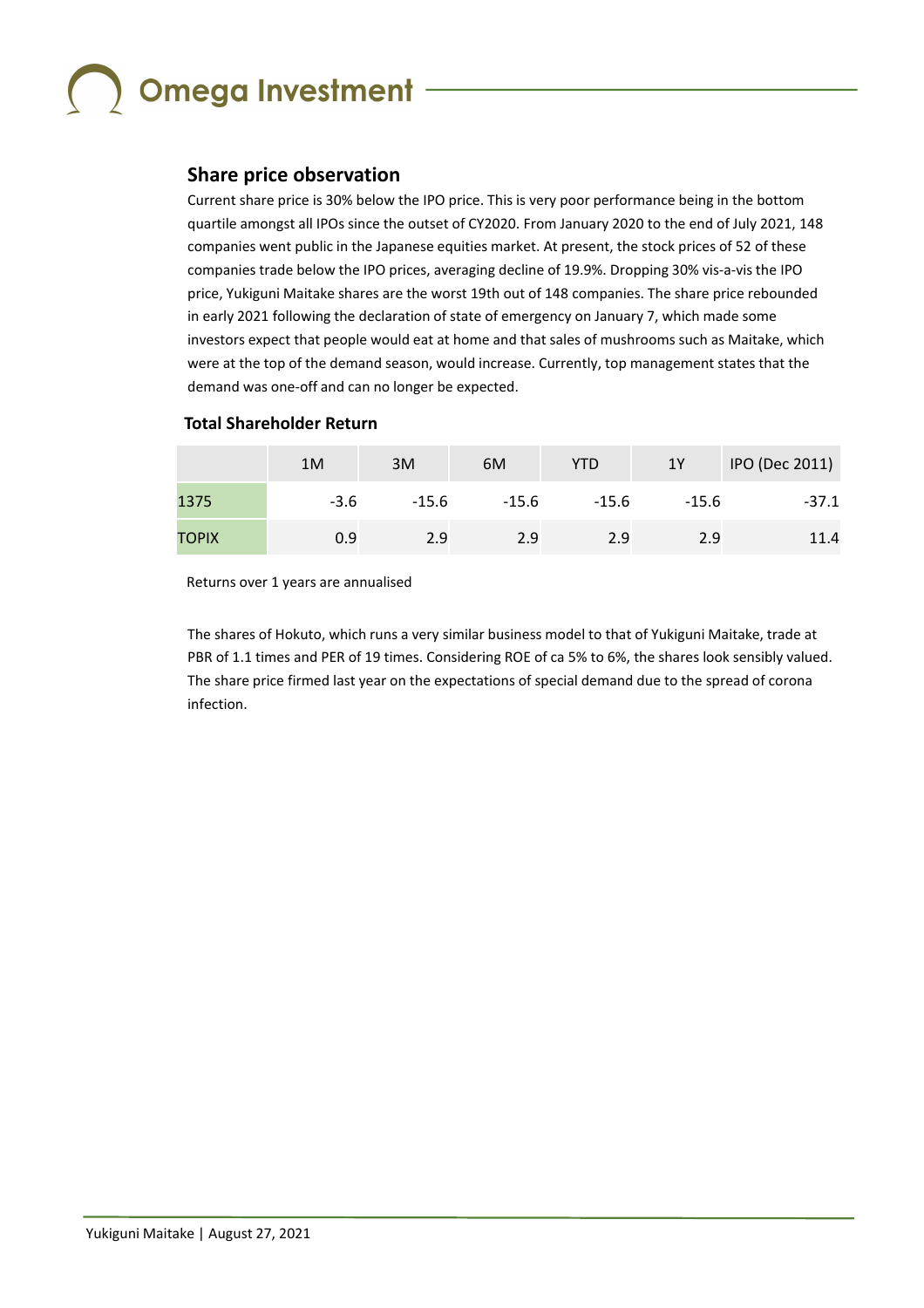## Share price observation

Current share price is 30% below the IPO price. This is very poor performance being in the bottom quartile amongst all IPOs since the outset of CY2020. From January 2020 to the end of July 2021, 148 companies went public in the Japanese equities market. At present, the stock prices of 52 of these companies trade below the IPO prices, averaging decline of 19.9%. Dropping 30% vis-a-vis the IPO price, Yukiguni Maitake shares are the worst 19th out of 148 companies. The share price rebounded in early 2021 following the declaration of state of emergency on January 7, which made some investors expect that people would eat at home and that sales of mushrooms such as Maitake, which were at the top of the demand season, would increase. Currently, top management states that the demand was one-off and can no longer be expected.

### Total Shareholder Return

| | 1M | 3M | 6M | YTD | 1Y | IPO (Dec 2011) |
|---|---|---|---|---|---|---|
| 1375 | -3.6 | -15.6 | -15.6 | -15.6 | -15.6 | -37.1 |
| TOPIX | 0.9 | 2.9 | 2.9 | 2.9 | 2.9 | 11.4 |

Returns over 1 years are annualised

The shares of Hokuto, which runs a very similar business model to that of Yukiguni Maitake, trade at PBR of 1.1 times and PER of 19 times. Considering ROE of ca 5% to 6%, the shares look sensibly valued. The share price firmed last year on the expectations of special demand due to the spread of corona infection.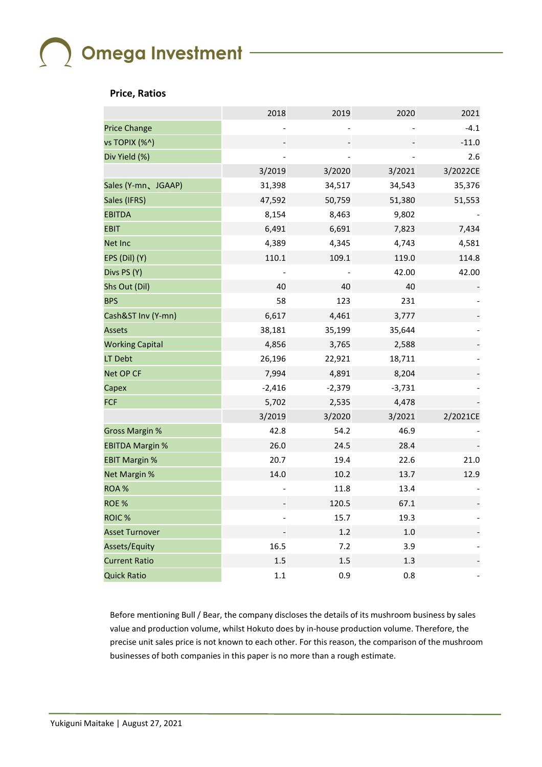### Price, Ratios

| | 2018 | 2019 | 2020 | 2021 |
|---|---|---|---|---|
| Price Change | - | - | - | -4.1 |
| vs TOPIX (%^) | - | - | - | -11.0 |
| Div Yield (%) | - | - | - | 2.6 |
| | 3/2019 | 3/2020 | 3/2021 | 3/2022CE |
| Sales (Y-mn、JGAAP) | 31,398 | 34,517 | 34,543 | 35,376 |
| Sales (IFRS) | 47,592 | 50,759 | 51,380 | 51,553 |
| EBITDA | 8,154 | 8,463 | 9,802 | - |
| EBIT | 6,491 | 6,691 | 7,823 | 7,434 |
| Net Inc | 4,389 | 4,345 | 4,743 | 4,581 |
| EPS (Dil) (Y) | 110.1 | 109.1 | 119.0 | 114.8 |
| Divs PS (Y) | - | - | 42.00 | 42.00 |
| Shs Out (Dil) | 40 | 40 | 40 | - |
| BPS | 58 | 123 | 231 | - |
| Cash&ST Inv (Y-mn) | 6,617 | 4,461 | 3,777 | - |
| Assets | 38,181 | 35,199 | 35,644 | - |
| Working Capital | 4,856 | 3,765 | 2,588 | - |
| LT Debt | 26,196 | 22,921 | 18,711 | - |
| Net OP CF | 7,994 | 4,891 | 8,204 | - |
| Capex | -2,416 | -2,379 | -3,731 | - |
| FCF | 5,702 | 2,535 | 4,478 | - |
| | 3/2019 | 3/2020 | 3/2021 | 2/2021CE |
| Gross Margin % | 42.8 | 54.2 | 46.9 | - |
| EBITDA Margin % | 26.0 | 24.5 | 28.4 | - |
| EBIT Margin % | 20.7 | 19.4 | 22.6 | 21.0 |
| Net Margin % | 14.0 | 10.2 | 13.7 | 12.9 |
| ROA % | - | 11.8 | 13.4 | - |
| ROE % | - | 120.5 | 67.1 | - |
| ROIC % | - | 15.7 | 19.3 | - |
| Asset Turnover | - | 1.2 | 1.0 | - |
| Assets/Equity | 16.5 | 7.2 | 3.9 | - |
| Current Ratio | 1.5 | 1.5 | 1.3 | - |
| Quick Ratio | 1.1 | 0.9 | 0.8 | - |

Before mentioning Bull / Bear, the company discloses the details of its mushroom business by sales value and production volume, whilst Hokuto does by in-house production volume. Therefore, the precise unit sales price is not known to each other. For this reason, the comparison of the mushroom businesses of both companies in this paper is no more than a rough estimate.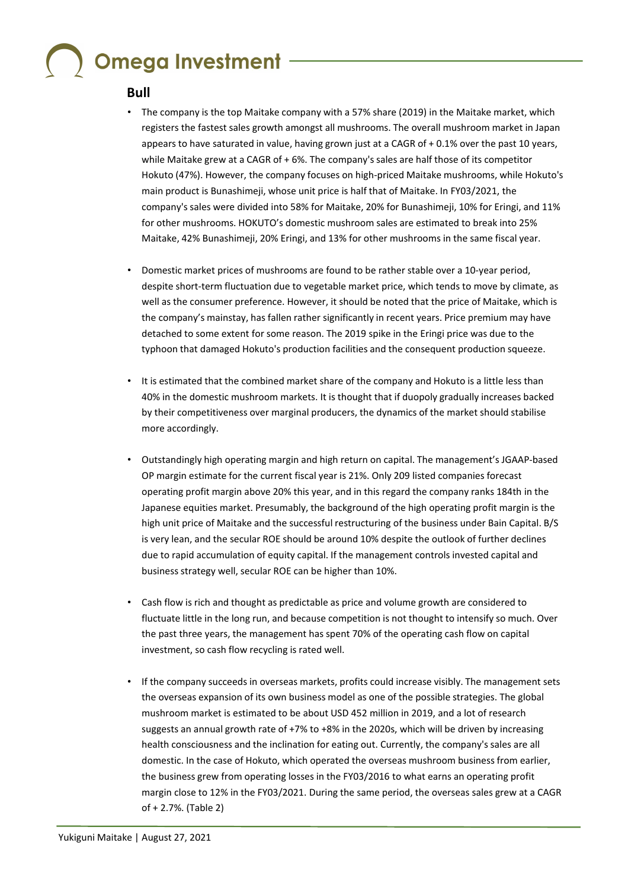## Bull

- The company is the top Maitake company with a 57% share (2019) in the Maitake market, which registers the fastest sales growth amongst all mushrooms. The overall mushroom market in Japan appears to have saturated in value, having grown just at a CAGR of + 0.1% over the past 10 years, while Maitake grew at a CAGR of + 6%. The company's sales are half those of its competitor Hokuto (47%). However, the company focuses on high-priced Maitake mushrooms, while Hokuto's main product is Bunashimeji, whose unit price is half that of Maitake. In FY03/2021, the company's sales were divided into 58% for Maitake, 20% for Bunashimeji, 10% for Eringi, and 11% for other mushrooms. HOKUTO's domestic mushroom sales are estimated to break into 25% Maitake, 42% Bunashimeji, 20% Eringi, and 13% for other mushrooms in the same fiscal year.

- Domestic market prices of mushrooms are found to be rather stable over a 10-year period, despite short-term fluctuation due to vegetable market price, which tends to move by climate, as well as the consumer preference. However, it should be noted that the price of Maitake, which is the company's mainstay, has fallen rather significantly in recent years. Price premium may have detached to some extent for some reason. The 2019 spike in the Eringi price was due to the typhoon that damaged Hokuto's production facilities and the consequent production squeeze.

- It is estimated that the combined market share of the company and Hokuto is a little less than 40% in the domestic mushroom markets. It is thought that if duopoly gradually increases backed by their competitiveness over marginal producers, the dynamics of the market should stabilise more accordingly.

- Outstandingly high operating margin and high return on capital. The management's JGAAP-based OP margin estimate for the current fiscal year is 21%. Only 209 listed companies forecast operating profit margin above 20% this year, and in this regard the company ranks 184th in the Japanese equities market. Presumably, the background of the high operating profit margin is the high unit price of Maitake and the successful restructuring of the business under Bain Capital. B/S is very lean, and the secular ROE should be around 10% despite the outlook of further declines due to rapid accumulation of equity capital. If the management controls invested capital and business strategy well, secular ROE can be higher than 10%.

- Cash flow is rich and thought as predictable as price and volume growth are considered to fluctuate little in the long run, and because competition is not thought to intensify so much. Over the past three years, the management has spent 70% of the operating cash flow on capital investment, so cash flow recycling is rated well.

- If the company succeeds in overseas markets, profits could increase visibly. The management sets the overseas expansion of its own business model as one of the possible strategies. The global mushroom market is estimated to be about USD 452 million in 2019, and a lot of research suggests an annual growth rate of +7% to +8% in the 2020s, which will be driven by increasing health consciousness and the inclination for eating out. Currently, the company's sales are all domestic. In the case of Hokuto, which operated the overseas mushroom business from earlier, the business grew from operating losses in the FY03/2016 to what earns an operating profit margin close to 12% in the FY03/2021. During the same period, the overseas sales grew at a CAGR of + 2.7%. (Table 2)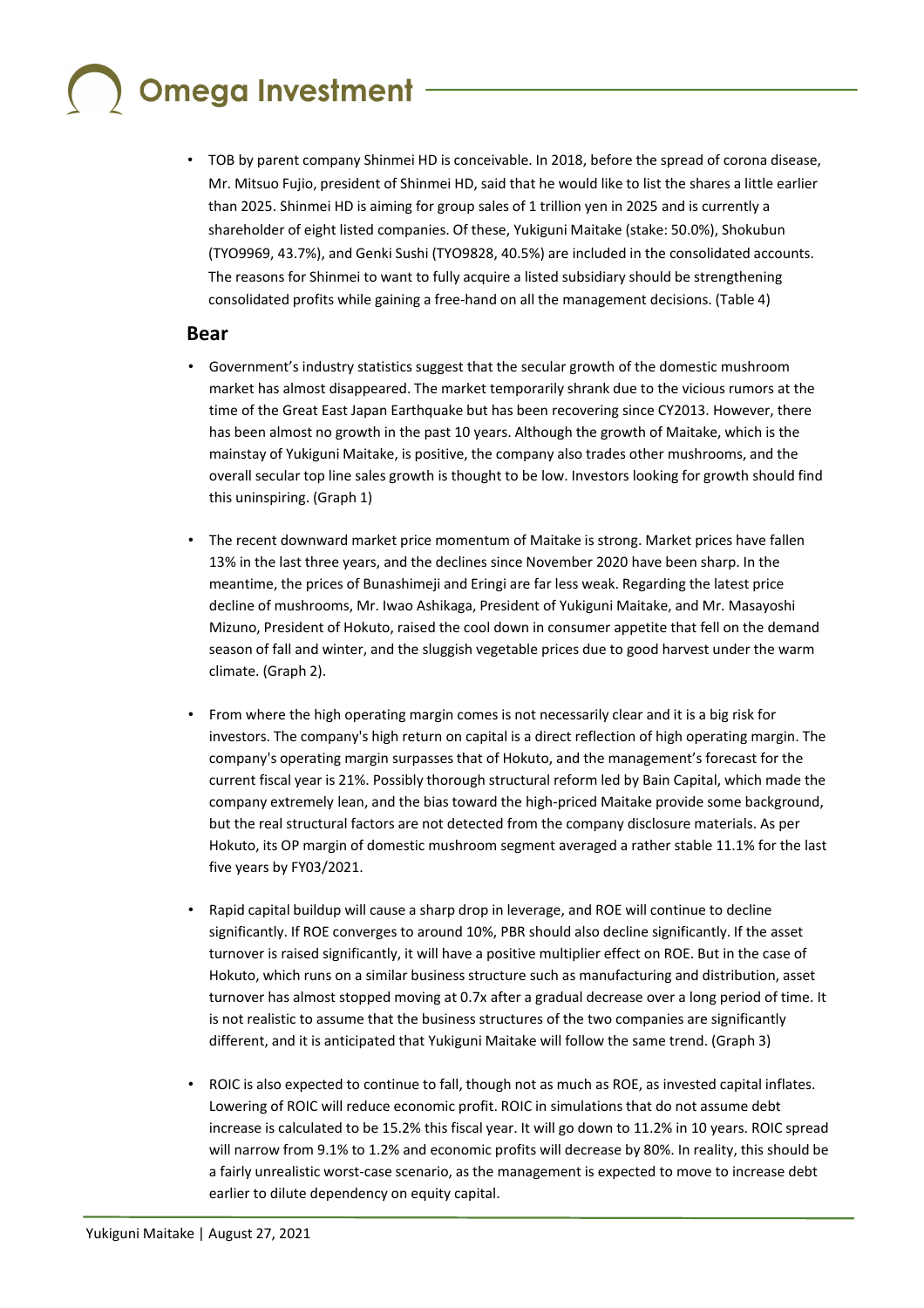- TOB by parent company Shinmei HD is conceivable. In 2018, before the spread of corona disease, Mr. Mitsuo Fujio, president of Shinmei HD, said that he would like to list the shares a little earlier than 2025. Shinmei HD is aiming for group sales of 1 trillion yen in 2025 and is currently a shareholder of eight listed companies. Of these, Yukiguni Maitake (stake: 50.0%), Shokubun (TYO9969, 43.7%), and Genki Sushi (TYO9828, 40.5%) are included in the consolidated accounts. The reasons for Shinmei to want to fully acquire a listed subsidiary should be strengthening consolidated profits while gaining a free-hand on all the management decisions. (Table 4)

## Bear

- Government's industry statistics suggest that the secular growth of the domestic mushroom market has almost disappeared. The market temporarily shrank due to the vicious rumors at the time of the Great East Japan Earthquake but has been recovering since CY2013. However, there has been almost no growth in the past 10 years. Although the growth of Maitake, which is the mainstay of Yukiguni Maitake, is positive, the company also trades other mushrooms, and the overall secular top line sales growth is thought to be low. Investors looking for growth should find this uninspiring. (Graph 1)

- The recent downward market price momentum of Maitake is strong. Market prices have fallen 13% in the last three years, and the declines since November 2020 have been sharp. In the meantime, the prices of Bunashimeji and Eringi are far less weak. Regarding the latest price decline of mushrooms, Mr. Iwao Ashikaga, President of Yukiguni Maitake, and Mr. Masayoshi Mizuno, President of Hokuto, raised the cool down in consumer appetite that fell on the demand season of fall and winter, and the sluggish vegetable prices due to good harvest under the warm climate. (Graph 2).

- From where the high operating margin comes is not necessarily clear and it is a big risk for investors. The company's high return on capital is a direct reflection of high operating margin. The company's operating margin surpasses that of Hokuto, and the management's forecast for the current fiscal year is 21%. Possibly thorough structural reform led by Bain Capital, which made the company extremely lean, and the bias toward the high-priced Maitake provide some background, but the real structural factors are not detected from the company disclosure materials. As per Hokuto, its OP margin of domestic mushroom segment averaged a rather stable 11.1% for the last five years by FY03/2021.

- Rapid capital buildup will cause a sharp drop in leverage, and ROE will continue to decline significantly. If ROE converges to around 10%, PBR should also decline significantly. If the asset turnover is raised significantly, it will have a positive multiplier effect on ROE. But in the case of Hokuto, which runs on a similar business structure such as manufacturing and distribution, asset turnover has almost stopped moving at 0.7x after a gradual decrease over a long period of time. It is not realistic to assume that the business structures of the two companies are significantly different, and it is anticipated that Yukiguni Maitake will follow the same trend. (Graph 3)

- ROIC is also expected to continue to fall, though not as much as ROE, as invested capital inflates. Lowering of ROIC will reduce economic profit. ROIC in simulations that do not assume debt increase is calculated to be 15.2% this fiscal year. It will go down to 11.2% in 10 years. ROIC spread will narrow from 9.1% to 1.2% and economic profits will decrease by 80%. In reality, this should be a fairly unrealistic worst-case scenario, as the management is expected to move to increase debt earlier to dilute dependency on equity capital.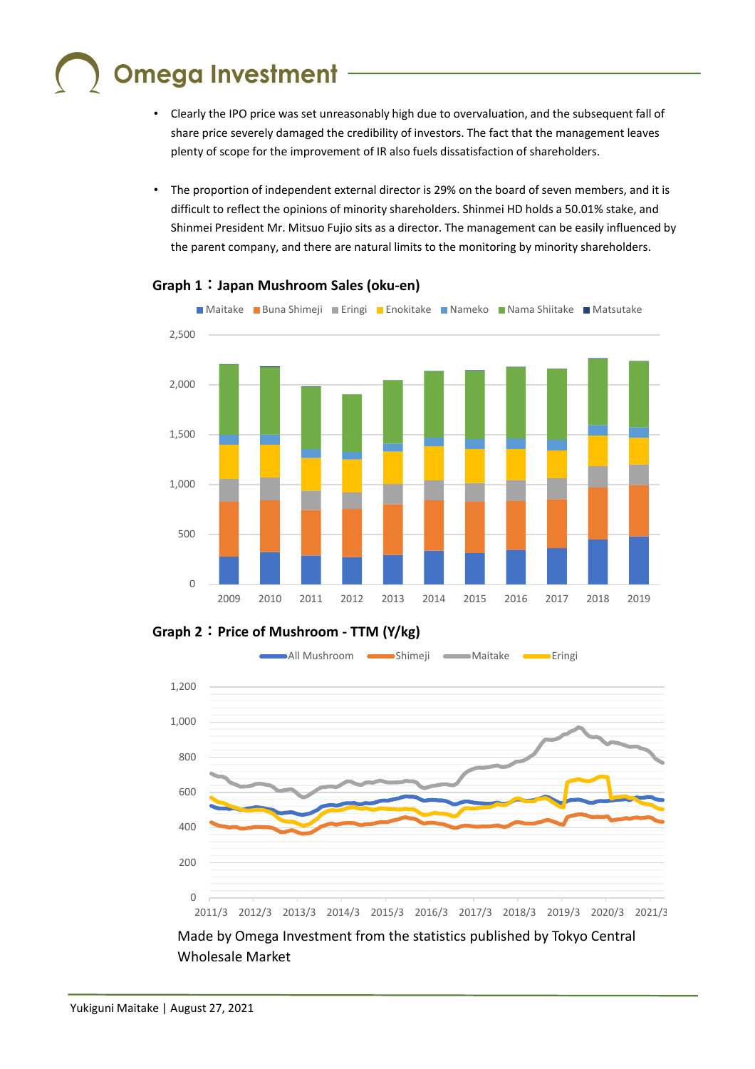- Clearly the IPO price was set unreasonably high due to overvaluation, and the subsequent fall of share price severely damaged the credibility of investors. The fact that the management leaves plenty of scope for the improvement of IR also fuels dissatisfaction of shareholders.

- The proportion of independent external director is 29% on the board of seven members, and it is difficult to reflect the opinions of minority shareholders. Shinmei HD holds a 50.01% stake, and Shinmei President Mr. Mitsuo Fujio sits as a director. The management can be easily influenced by the parent company, and there are natural limits to the monitoring by minority shareholders.

**Graph 1：Japan Mushroom Sales (oku-en)**

**Graph 2：Price of Mushroom - TTM (Y/kg)**

Made by Omega Investment from the statistics published by Tokyo Central Wholesale Market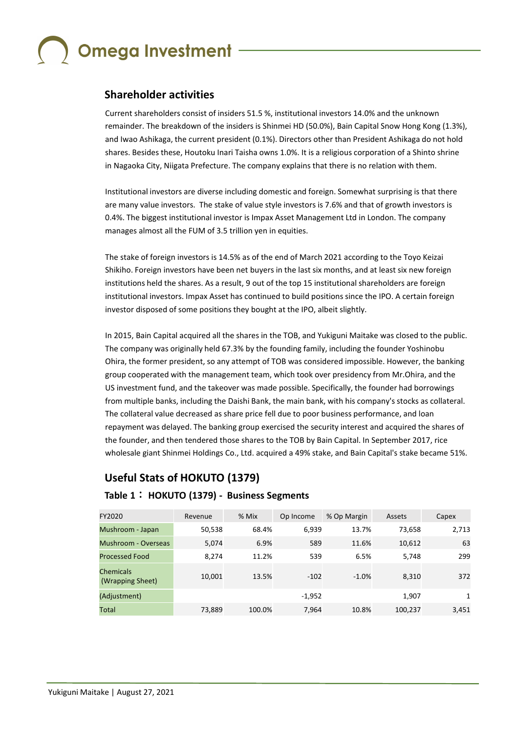## Shareholder activities

Current shareholders consist of insiders 51.5 %, institutional investors 14.0% and the unknown remainder. The breakdown of the insiders is Shinmei HD (50.0%), Bain Capital Snow Hong Kong (1.3%), and Iwao Ashikaga, the current president (0.1%). Directors other than President Ashikaga do not hold shares. Besides these, Houtoku Inari Taisha owns 1.0%. It is a religious corporation of a Shinto shrine in Nagaoka City, Niigata Prefecture. The company explains that there is no relation with them.

Institutional investors are diverse including domestic and foreign. Somewhat surprising is that there are many value investors. The stake of value style investors is 7.6% and that of growth investors is 0.4%. The biggest institutional investor is Impax Asset Management Ltd in London. The company manages almost all the FUM of 3.5 trillion yen in equities.

The stake of foreign investors is 14.5% as of the end of March 2021 according to the Toyo Keizai Shikiho. Foreign investors have been net buyers in the last six months, and at least six new foreign institutions held the shares. As a result, 9 out of the top 15 institutional shareholders are foreign institutional investors. Impax Asset has continued to build positions since the IPO. A certain foreign investor disposed of some positions they bought at the IPO, albeit slightly.

In 2015, Bain Capital acquired all the shares in the TOB, and Yukiguni Maitake was closed to the public. The company was originally held 67.3% by the founding family, including the founder Yoshinobu Ohira, the former president, so any attempt of TOB was considered impossible. However, the banking group cooperated with the management team, which took over presidency from Mr.Ohira, and the US investment fund, and the takeover was made possible. Specifically, the founder had borrowings from multiple banks, including the Daishi Bank, the main bank, with his company's stocks as collateral. The collateral value decreased as share price fell due to poor business performance, and loan repayment was delayed. The banking group exercised the security interest and acquired the shares of the founder, and then tendered those shares to the TOB by Bain Capital. In September 2017, rice wholesale giant Shinmei Holdings Co., Ltd. acquired a 49% stake, and Bain Capital's stake became 51%.

## Useful Stats of HOKUTO (1379)

### Table 1： HOKUTO (1379) - Business Segments

| FY2020 | Revenue | % Mix | Op Income | % Op Margin | Assets | Capex |
|---|---|---|---|---|---|---|
| Mushroom - Japan | 50,538 | 68.4% | 6,939 | 13.7% | 73,658 | 2,713 |
| Mushroom - Overseas | 5,074 | 6.9% | 589 | 11.6% | 10,612 | 63 |
| Processed Food | 8,274 | 11.2% | 539 | 6.5% | 5,748 | 299 |
| Chemicals (Wrapping Sheet) | 10,001 | 13.5% | -102 | -1.0% | 8,310 | 372 |
| (Adjustment) | | | -1,952 | | 1,907 | 1 |
| Total | 73,889 | 100.0% | 7,964 | 10.8% | 100,237 | 3,451 |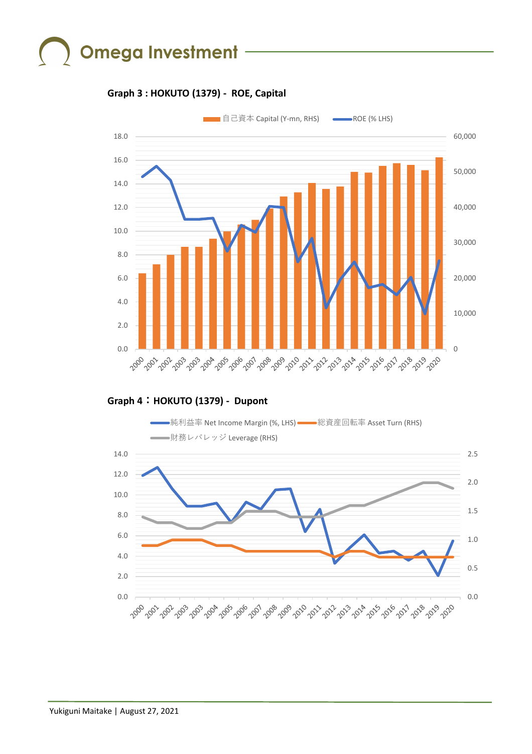**Graph 3 : HOKUTO (1379) - ROE, Capital**

**Graph 4：HOKUTO (1379) - Dupont**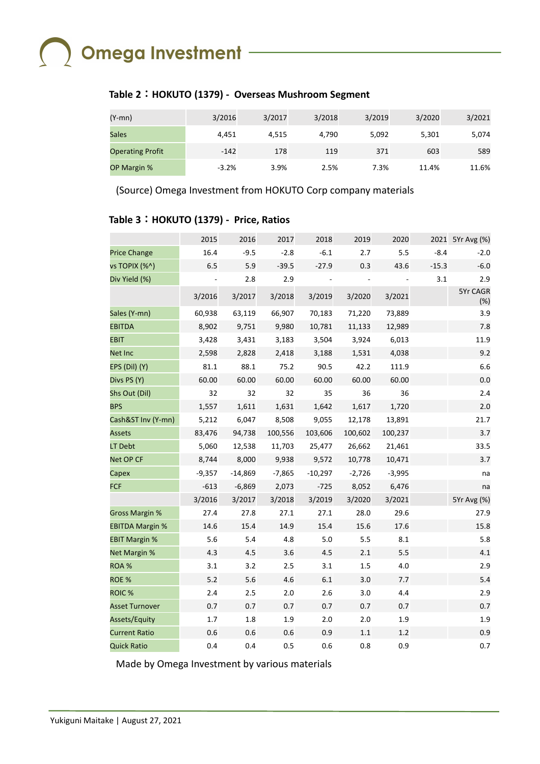### Table 2：HOKUTO (1379) - Overseas Mushroom Segment

| (Y-mn) | 3/2016 | 3/2017 | 3/2018 | 3/2019 | 3/2020 | 3/2021 |
|---|---|---|---|---|---|---|
| Sales | 4,451 | 4,515 | 4,790 | 5,092 | 5,301 | 5,074 |
| Operating Profit | -142 | 178 | 119 | 371 | 603 | 589 |
| OP Margin % | -3.2% | 3.9% | 2.5% | 7.3% | 11.4% | 11.6% |

(Source) Omega Investment from HOKUTO Corp company materials

### Table 3：HOKUTO (1379) - Price, Ratios

| | 2015 | 2016 | 2017 | 2018 | 2019 | 2020 | 2021 | 5Yr Avg (%) |
|---|---|---|---|---|---|---|---|---|
| Price Change | 16.4 | -9.5 | -2.8 | -6.1 | 2.7 | 5.5 | -8.4 | -2.0 |
| vs TOPIX (%^) | 6.5 | 5.9 | -39.5 | -27.9 | 0.3 | 43.6 | -15.3 | -6.0 |
| Div Yield (%) | - | 2.8 | 2.9 | - | - | - | 3.1 | 2.9 |
| | 3/2016 | 3/2017 | 3/2018 | 3/2019 | 3/2020 | 3/2021 | | 5Yr CAGR (%) |
| Sales (Y-mn) | 60,938 | 63,119 | 66,907 | 70,183 | 71,220 | 73,889 | | 3.9 |
| EBITDA | 8,902 | 9,751 | 9,980 | 10,781 | 11,133 | 12,989 | | 7.8 |
| EBIT | 3,428 | 3,431 | 3,183 | 3,504 | 3,924 | 6,013 | | 11.9 |
| Net Inc | 2,598 | 2,828 | 2,418 | 3,188 | 1,531 | 4,038 | | 9.2 |
| EPS (Dil) (Y) | 81.1 | 88.1 | 75.2 | 90.5 | 42.2 | 111.9 | | 6.6 |
| Divs PS (Y) | 60.00 | 60.00 | 60.00 | 60.00 | 60.00 | 60.00 | | 0.0 |
| Shs Out (Dil) | 32 | 32 | 32 | 35 | 36 | 36 | | 2.4 |
| BPS | 1,557 | 1,611 | 1,631 | 1,642 | 1,617 | 1,720 | | 2.0 |
| Cash&ST Inv (Y-mn) | 5,212 | 6,047 | 8,508 | 9,055 | 12,178 | 13,891 | | 21.7 |
| Assets | 83,476 | 94,738 | 100,556 | 103,606 | 100,602 | 100,237 | | 3.7 |
| LT Debt | 5,060 | 12,538 | 11,703 | 25,477 | 26,662 | 21,461 | | 33.5 |
| Net OP CF | 8,744 | 8,000 | 9,938 | 9,572 | 10,778 | 10,471 | | 3.7 |
| Capex | -9,357 | -14,869 | -7,865 | -10,297 | -2,726 | -3,995 | | na |
| FCF | -613 | -6,869 | 2,073 | -725 | 8,052 | 6,476 | | na |
| | 3/2016 | 3/2017 | 3/2018 | 3/2019 | 3/2020 | 3/2021 | | 5Yr Avg (%) |
| Gross Margin % | 27.4 | 27.8 | 27.1 | 27.1 | 28.0 | 29.6 | | 27.9 |
| EBITDA Margin % | 14.6 | 15.4 | 14.9 | 15.4 | 15.6 | 17.6 | | 15.8 |
| EBIT Margin % | 5.6 | 5.4 | 4.8 | 5.0 | 5.5 | 8.1 | | 5.8 |
| Net Margin % | 4.3 | 4.5 | 3.6 | 4.5 | 2.1 | 5.5 | | 4.1 |
| ROA % | 3.1 | 3.2 | 2.5 | 3.1 | 1.5 | 4.0 | | 2.9 |
| ROE % | 5.2 | 5.6 | 4.6 | 6.1 | 3.0 | 7.7 | | 5.4 |
| ROIC % | 2.4 | 2.5 | 2.0 | 2.6 | 3.0 | 4.4 | | 2.9 |
| Asset Turnover | 0.7 | 0.7 | 0.7 | 0.7 | 0.7 | 0.7 | | 0.7 |
| Assets/Equity | 1.7 | 1.8 | 1.9 | 2.0 | 2.0 | 1.9 | | 1.9 |
| Current Ratio | 0.6 | 0.6 | 0.6 | 0.9 | 1.1 | 1.2 | | 0.9 |
| Quick Ratio | 0.4 | 0.4 | 0.5 | 0.6 | 0.8 | 0.9 | | 0.7 |

Made by Omega Investment by various materials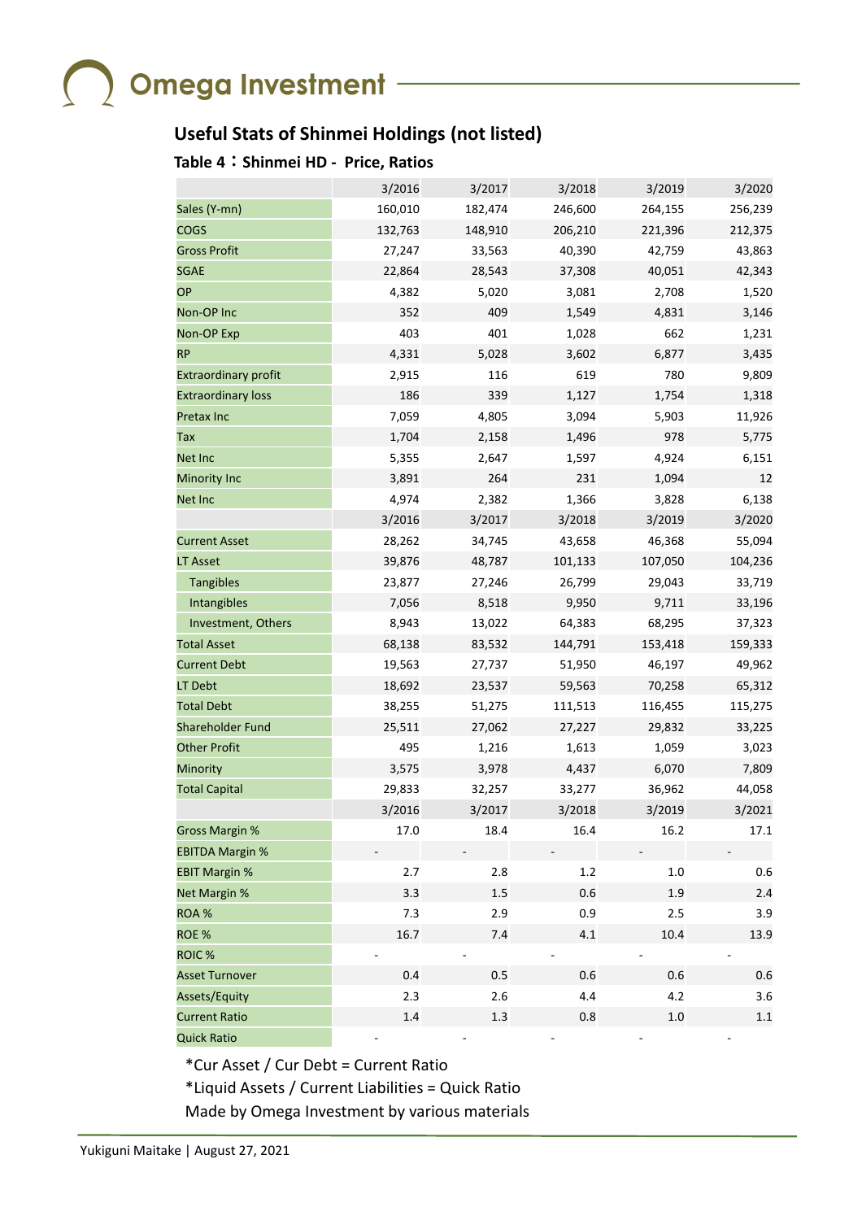## Useful Stats of Shinmei Holdings (not listed)

### Table 4：Shinmei HD - Price, Ratios

| | 3/2016 | 3/2017 | 3/2018 | 3/2019 | 3/2020 |
|---|---|---|---|---|---|
| Sales (Y-mn) | 160,010 | 182,474 | 246,600 | 264,155 | 256,239 |
| COGS | 132,763 | 148,910 | 206,210 | 221,396 | 212,375 |
| Gross Profit | 27,247 | 33,563 | 40,390 | 42,759 | 43,863 |
| SGAE | 22,864 | 28,543 | 37,308 | 40,051 | 42,343 |
| OP | 4,382 | 5,020 | 3,081 | 2,708 | 1,520 |
| Non-OP Inc | 352 | 409 | 1,549 | 4,831 | 3,146 |
| Non-OP Exp | 403 | 401 | 1,028 | 662 | 1,231 |
| RP | 4,331 | 5,028 | 3,602 | 6,877 | 3,435 |
| Extraordinary profit | 2,915 | 116 | 619 | 780 | 9,809 |
| Extraordinary loss | 186 | 339 | 1,127 | 1,754 | 1,318 |
| Pretax Inc | 7,059 | 4,805 | 3,094 | 5,903 | 11,926 |
| Tax | 1,704 | 2,158 | 1,496 | 978 | 5,775 |
| Net Inc | 5,355 | 2,647 | 1,597 | 4,924 | 6,151 |
| Minority Inc | 3,891 | 264 | 231 | 1,094 | 12 |
| Net Inc | 4,974 | 2,382 | 1,366 | 3,828 | 6,138 |
| | 3/2016 | 3/2017 | 3/2018 | 3/2019 | 3/2020 |
| Current Asset | 28,262 | 34,745 | 43,658 | 46,368 | 55,094 |
| LT Asset | 39,876 | 48,787 | 101,133 | 107,050 | 104,236 |
| Tangibles | 23,877 | 27,246 | 26,799 | 29,043 | 33,719 |
| Intangibles | 7,056 | 8,518 | 9,950 | 9,711 | 33,196 |
| Investment, Others | 8,943 | 13,022 | 64,383 | 68,295 | 37,323 |
| Total Asset | 68,138 | 83,532 | 144,791 | 153,418 | 159,333 |
| Current Debt | 19,563 | 27,737 | 51,950 | 46,197 | 49,962 |
| LT Debt | 18,692 | 23,537 | 59,563 | 70,258 | 65,312 |
| Total Debt | 38,255 | 51,275 | 111,513 | 116,455 | 115,275 |
| Shareholder Fund | 25,511 | 27,062 | 27,227 | 29,832 | 33,225 |
| Other Profit | 495 | 1,216 | 1,613 | 1,059 | 3,023 |
| Minority | 3,575 | 3,978 | 4,437 | 6,070 | 7,809 |
| Total Capital | 29,833 | 32,257 | 33,277 | 36,962 | 44,058 |
| | 3/2016 | 3/2017 | 3/2018 | 3/2019 | 3/2021 |
| Gross Margin % | 17.0 | 18.4 | 16.4 | 16.2 | 17.1 |
| EBITDA Margin % | - | - | - | - | - |
| EBIT Margin % | 2.7 | 2.8 | 1.2 | 1.0 | 0.6 |
| Net Margin % | 3.3 | 1.5 | 0.6 | 1.9 | 2.4 |
| ROA % | 7.3 | 2.9 | 0.9 | 2.5 | 3.9 |
| ROE % | 16.7 | 7.4 | 4.1 | 10.4 | 13.9 |
| ROIC % | - | - | - | - | - |
| Asset Turnover | 0.4 | 0.5 | 0.6 | 0.6 | 0.6 |
| Assets/Equity | 2.3 | 2.6 | 4.4 | 4.2 | 3.6 |
| Current Ratio | 1.4 | 1.3 | 0.8 | 1.0 | 1.1 |
| Quick Ratio | - | - | - | - | - |

*Cur Asset / Cur Debt = Current Ratio

*Liquid Assets / Current Liabilities = Quick Ratio

Made by Omega Investment by various materials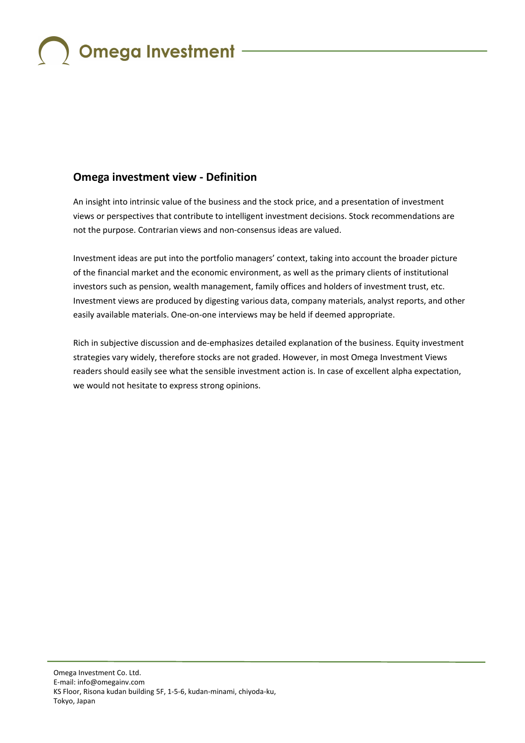## Omega investment view - Definition

An insight into intrinsic value of the business and the stock price, and a presentation of investment views or perspectives that contribute to intelligent investment decisions. Stock recommendations are not the purpose. Contrarian views and non-consensus ideas are valued.

Investment ideas are put into the portfolio managers' context, taking into account the broader picture of the financial market and the economic environment, as well as the primary clients of institutional investors such as pension, wealth management, family offices and holders of investment trust, etc. Investment views are produced by digesting various data, company materials, analyst reports, and other easily available materials. One-on-one interviews may be held if deemed appropriate.

Rich in subjective discussion and de-emphasizes detailed explanation of the business. Equity investment strategies vary widely, therefore stocks are not graded. However, in most Omega Investment Views readers should easily see what the sensible investment action is. In case of excellent alpha expectation, we would not hesitate to express strong opinions.

Omega Investment Co. Ltd.
E-mail: info@omegainv.com
KS Floor, Risona kudan building 5F, 1-5-6, kudan-minami, chiyoda-ku,
Tokyo, Japan